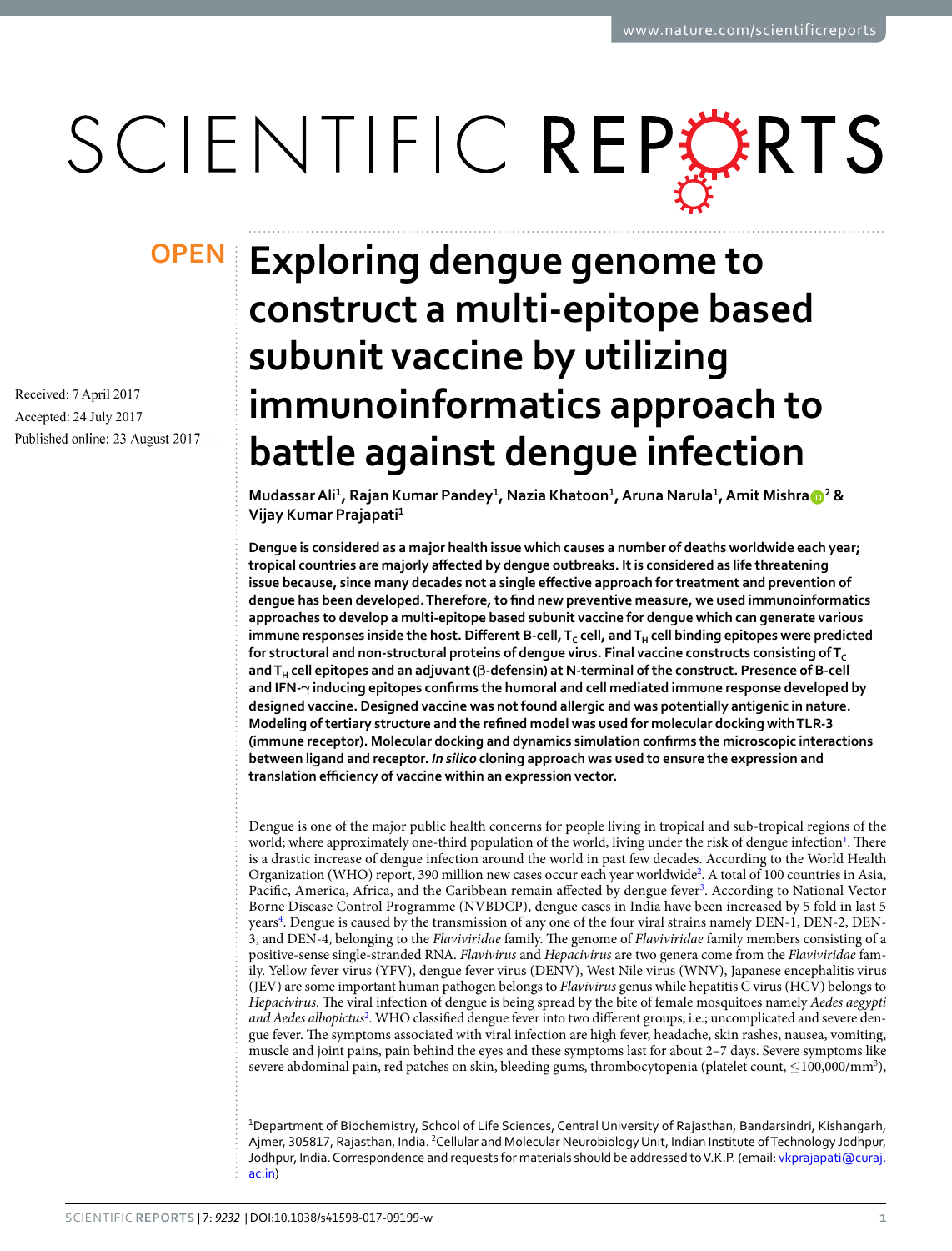OPEN

Received: 7 April 2017

Accepted: 24 July 2017

Published online: 23 August 2017

# Exploring dengue genome to construct a multi-epitope based subunit vaccine by utilizing immunoinformatics approach to battle against dengue infection

Mudassar Ali[1], Rajan Kumar Pandey[1], Nazia Khatoon[1], Aruna Narula[1], Amit Mishra[2] & Vijay Kumar Prajapati[1]

**Dengue is considered as a major health issue which causes a number of deaths worldwide each year; tropical countries are majorly affected by dengue outbreaks. It is considered as life threatening issue because, since many decades not a single effective approach for treatment and prevention of dengue has been developed. Therefore, to find new preventive measure, we used immunoinformatics approaches to develop a multi-epitope based subunit vaccine for dengue which can generate various immune responses inside the host. Different B-cell, $T_C$ cell, and $T_H$ cell binding epitopes were predicted for structural and non-structural proteins of dengue virus. Final vaccine constructs consisting of $T_C$ and $T_H$ cell epitopes and an adjuvant (β-defensin) at N-terminal of the construct. Presence of B-cell and IFN-γ inducing epitopes confirms the humoral and cell mediated immune response developed by designed vaccine. Designed vaccine was not found allergic and was potentially antigenic in nature. Modeling of tertiary structure and the refined model was used for molecular docking with TLR-3 (immune receptor). Molecular docking and dynamics simulation confirms the microscopic interactions between ligand and receptor. *In silico* cloning approach was used to ensure the expression and translation efficiency of vaccine within an expression vector.**

Dengue is one of the major public health concerns for people living in tropical and sub-tropical regions of the world; where approximately one-third population of the world, living under the risk of dengue infection[1]. There is a drastic increase of dengue infection around the world in past few decades. According to the World Health Organization (WHO) report, 390 million new cases occur each year worldwide[2]. A total of 100 countries in Asia, Pacific, America, Africa, and the Caribbean remain affected by dengue fever[3]. According to National Vector Borne Disease Control Programme (NVBDCP), dengue cases in India have been increased by 5 fold in last 5 years[4]. Dengue is caused by the transmission of any one of the four viral strains namely DEN-1, DEN-2, DEN-3, and DEN-4, belonging to the *Flaviviridae* family. The genome of *Flaviviridae* family members consisting of a positive-sense single-stranded RNA. *Flavivirus* and *Hepacivirus* are two genera come from the *Flaviviridae* family. Yellow fever virus (YFV), dengue fever virus (DENV), West Nile virus (WNV), Japanese encephalitis virus (JEV) are some important human pathogen belongs to *Flavivirus* genus while hepatitis C virus (HCV) belongs to *Hepacivirus*. The viral infection of dengue is being spread by the bite of female mosquitoes namely *Aedes aegypti and Aedes albopictus*[2]. WHO classified dengue fever into two different groups, i.e.; uncomplicated and severe dengue fever. The symptoms associated with viral infection are high fever, headache, skin rashes, nausea, vomiting, muscle and joint pains, pain behind the eyes and these symptoms last for about 2–7 days. Severe symptoms like severe abdominal pain, red patches on skin, bleeding gums, thrombocytopenia (platelet count, $\leq$100,000/mm$^3$),

[1]Department of Biochemistry, School of Life Sciences, Central University of Rajasthan, Bandarsindri, Kishangarh, Ajmer, 305817, Rajasthan, India. [2]Cellular and Molecular Neurobiology Unit, Indian Institute of Technology Jodhpur, Jodhpur, India. Correspondence and requests for materials should be addressed to V.K.P. (email: vkprajapati@curaj.ac.in)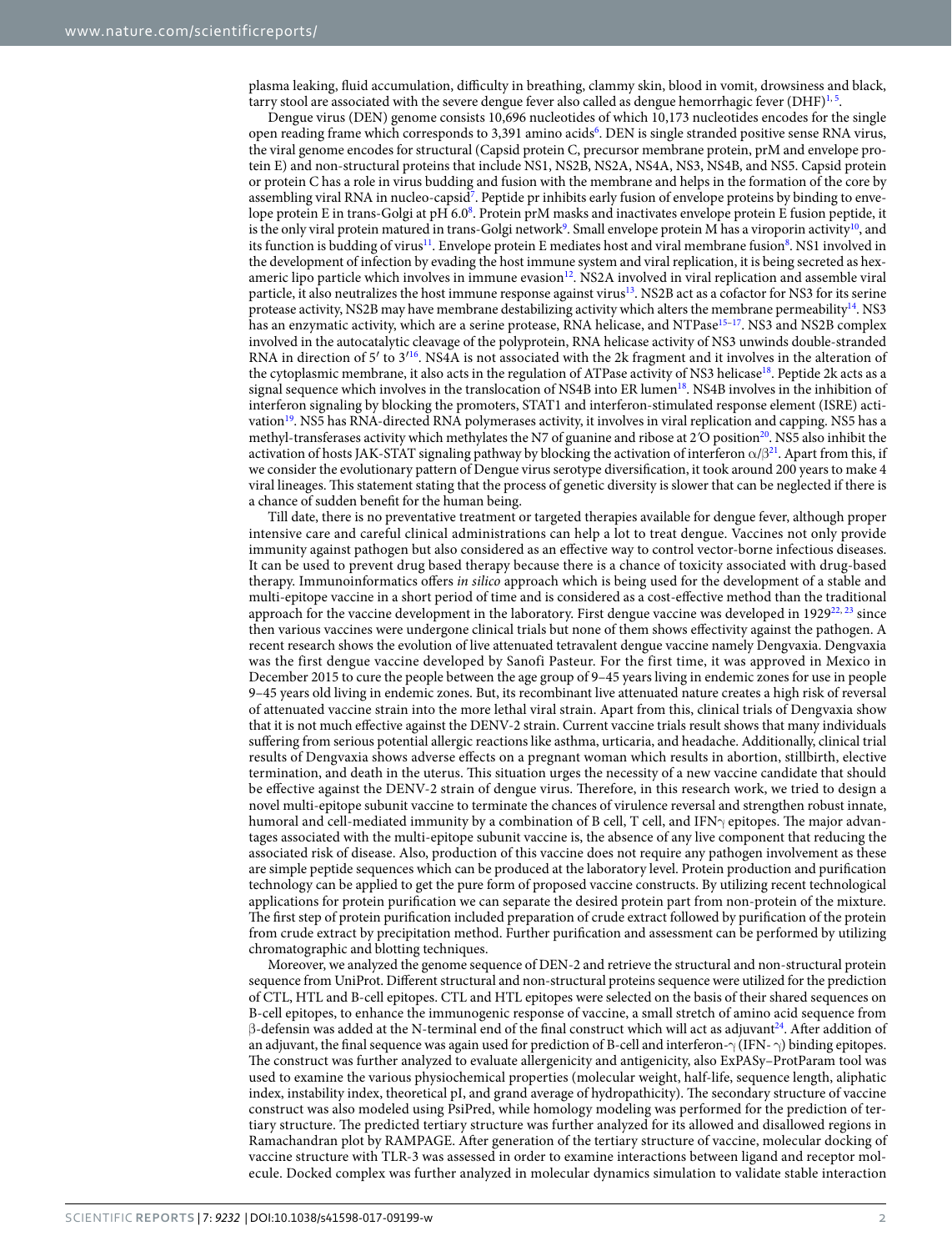plasma leaking, fluid accumulation, difficulty in breathing, clammy skin, blood in vomit, drowsiness and black, tarry stool are associated with the severe dengue fever also called as dengue hemorrhagic fever (DHF)[1,5].

Dengue virus (DEN) genome consists 10,696 nucleotides of which 10,173 nucleotides encodes for the single open reading frame which corresponds to 3,391 amino acids[6]. DEN is single stranded positive sense RNA virus, the viral genome encodes for structural (Capsid protein C, precursor membrane protein, prM and envelope protein E) and non-structural proteins that include NS1, NS2B, NS2A, NS4A, NS3, NS4B, and NS5. Capsid protein or protein C has a role in virus budding and fusion with the membrane and helps in the formation of the core by assembling viral RNA in nucleo-capsid[7]. Peptide pr inhibits early fusion of envelope proteins by binding to envelope protein E in trans-Golgi at pH 6.0[8]. Protein prM masks and inactivates envelope protein E fusion peptide, it is the only viral protein matured in trans-Golgi network[9]. Small envelope protein M has a viroporin activity[10], and its function is budding of virus[11]. Envelope protein E mediates host and viral membrane fusion[8]. NS1 involved in the development of infection by evading the host immune system and viral replication, it is being secreted as hexameric lipo particle which involves in immune evasion[12]. NS2A involved in viral replication and assemble viral particle, it also neutralizes the host immune response against virus[13]. NS2B act as a cofactor for NS3 for its serine protease activity, NS2B may have membrane destabilizing activity which alters the membrane permeability[14]. NS3 has an enzymatic activity, which are a serine protease, RNA helicase, and NTPase[15–17]. NS3 and NS2B complex involved in the autocatalytic cleavage of the polyprotein, RNA helicase activity of NS3 unwinds double-stranded RNA in direction of 5′ to 3′[16]. NS4A is not associated with the 2k fragment and it involves in the alteration of the cytoplasmic membrane, it also acts in the regulation of ATPase activity of NS3 helicase[18]. Peptide 2k acts as a signal sequence which involves in the translocation of NS4B into ER lumen[18]. NS4B involves in the inhibition of interferon signaling by blocking the promoters, STAT1 and interferon-stimulated response element (ISRE) activation[19]. NS5 has RNA-directed RNA polymerases activity, it involves in viral replication and capping. NS5 has a methyl-transferases activity which methylates the N7 of guanine and ribose at 2′O position[20]. NS5 also inhibit the activation of hosts JAK-STAT signaling pathway by blocking the activation of interferon $\alpha/\beta$[21]. Apart from this, if we consider the evolutionary pattern of Dengue virus serotype diversification, it took around 200 years to make 4 viral lineages. This statement stating that the process of genetic diversity is slower that can be neglected if there is a chance of sudden benefit for the human being.

Till date, there is no preventative treatment or targeted therapies available for dengue fever, although proper intensive care and careful clinical administrations can help a lot to treat dengue. Vaccines not only provide immunity against pathogen but also considered as an effective way to control vector-borne infectious diseases. It can be used to prevent drug based therapy because there is a chance of toxicity associated with drug-based therapy. Immunoinformatics offers *in silico* approach which is being used for the development of a stable and multi-epitope vaccine in a short period of time and is considered as a cost-effective method than the traditional approach for the vaccine development in the laboratory. First dengue vaccine was developed in 1929[22,23] since then various vaccines were undergone clinical trials but none of them shows effectivity against the pathogen. A recent research shows the evolution of live attenuated tetravalent dengue vaccine namely Dengvaxia. Dengvaxia was the first dengue vaccine developed by Sanofi Pasteur. For the first time, it was approved in Mexico in December 2015 to cure the people between the age group of 9–45 years living in endemic zones for use in people 9–45 years old living in endemic zones. But, its recombinant live attenuated nature creates a high risk of reversal of attenuated vaccine strain into the more lethal viral strain. Apart from this, clinical trials of Dengvaxia show that it is not much effective against the DENV-2 strain. Current vaccine trials result shows that many individuals suffering from serious potential allergic reactions like asthma, urticaria, and headache. Additionally, clinical trial results of Dengvaxia shows adverse effects on a pregnant woman which results in abortion, stillbirth, elective termination, and death in the uterus. This situation urges the necessity of a new vaccine candidate that should be effective against the DENV-2 strain of dengue virus. Therefore, in this research work, we tried to design a novel multi-epitope subunit vaccine to terminate the chances of virulence reversal and strengthen robust innate, humoral and cell-mediated immunity by a combination of B cell, T cell, and IFN$\gamma$ epitopes. The major advantages associated with the multi-epitope subunit vaccine is, the absence of any live component that reducing the associated risk of disease. Also, production of this vaccine does not require any pathogen involvement as these are simple peptide sequences which can be produced at the laboratory level. Protein production and purification technology can be applied to get the pure form of proposed vaccine constructs. By utilizing recent technological applications for protein purification we can separate the desired protein part from non-protein of the mixture. The first step of protein purification included preparation of crude extract followed by purification of the protein from crude extract by precipitation method. Further purification and assessment can be performed by utilizing chromatographic and blotting techniques.

Moreover, we analyzed the genome sequence of DEN-2 and retrieve the structural and non-structural protein sequence from UniProt. Different structural and non-structural proteins sequence were utilized for the prediction of CTL, HTL and B-cell epitopes. CTL and HTL epitopes were selected on the basis of their shared sequences on B-cell epitopes, to enhance the immunogenic response of vaccine, a small stretch of amino acid sequence from $\beta$-defensin was added at the N-terminal end of the final construct which will act as adjuvant[24]. After addition of an adjuvant, the final sequence was again used for prediction of B-cell and interferon-$\gamma$ (IFN-$\gamma$) binding epitopes. The construct was further analyzed to evaluate allergenicity and antigenicity, also ExPASy–ProtParam tool was used to examine the various physiochemical properties (molecular weight, half-life, sequence length, aliphatic index, instability index, theoretical pI, and grand average of hydropathicity). The secondary structure of vaccine construct was also modeled using PsiPred, while homology modeling was performed for the prediction of tertiary structure. The predicted tertiary structure was further analyzed for its allowed and disallowed regions in Ramachandran plot by RAMPAGE. After generation of the tertiary structure of vaccine, molecular docking of vaccine structure with TLR-3 was assessed in order to examine interactions between ligand and receptor molecule. Docked complex was further analyzed in molecular dynamics simulation to validate stable interaction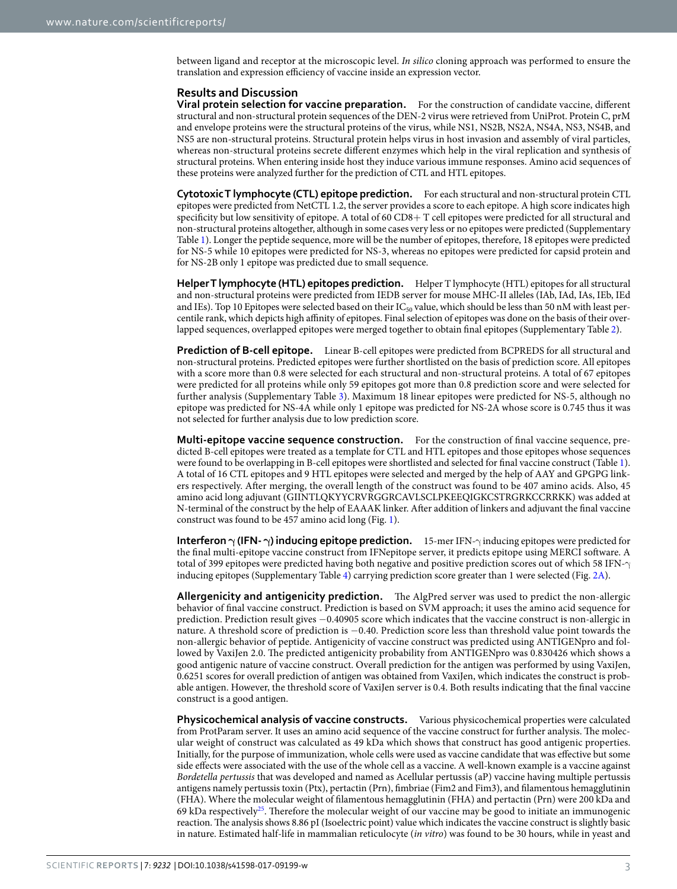between ligand and receptor at the microscopic level. *In silico* cloning approach was performed to ensure the translation and expression efficiency of vaccine inside an expression vector.

## Results and Discussion

**Viral protein selection for vaccine preparation.** For the construction of candidate vaccine, different structural and non-structural protein sequences of the DEN-2 virus were retrieved from UniProt. Protein C, prM and envelope proteins were the structural proteins of the virus, while NS1, NS2B, NS2A, NS4A, NS3, NS4B, and NS5 are non-structural proteins. Structural protein helps virus in host invasion and assembly of viral particles, whereas non-structural proteins secrete different enzymes which help in the viral replication and synthesis of structural proteins. When entering inside host they induce various immune responses. Amino acid sequences of these proteins were analyzed further for the prediction of CTL and HTL epitopes.

**Cytotoxic T lymphocyte (CTL) epitope prediction.** For each structural and non-structural protein CTL epitopes were predicted from NetCTL 1.2, the server provides a score to each epitope. A high score indicates high specificity but low sensitivity of epitope. A total of 60 CD8+ T cell epitopes were predicted for all structural and non-structural proteins altogether, although in some cases very less or no epitopes were predicted (Supplementary Table 1). Longer the peptide sequence, more will be the number of epitopes, therefore, 18 epitopes were predicted for NS-5 while 10 epitopes were predicted for NS-3, whereas no epitopes were predicted for capsid protein and for NS-2B only 1 epitope was predicted due to small sequence.

**Helper T lymphocyte (HTL) epitopes prediction.** Helper T lymphocyte (HTL) epitopes for all structural and non-structural proteins were predicted from IEDB server for mouse MHC-II alleles (IAb, IAd, IAs, IEb, IEd and IEs). Top 10 Epitopes were selected based on their $IC_{50}$ value, which should be less than 50 nM with least percentile rank, which depicts high affinity of epitopes. Final selection of epitopes was done on the basis of their overlapped sequences, overlapped epitopes were merged together to obtain final epitopes (Supplementary Table 2).

**Prediction of B-cell epitope.** Linear B-cell epitopes were predicted from BCPREDS for all structural and non-structural proteins. Predicted epitopes were further shortlisted on the basis of prediction score. All epitopes with a score more than 0.8 were selected for each structural and non-structural proteins. A total of 67 epitopes were predicted for all proteins while only 59 epitopes got more than 0.8 prediction score and were selected for further analysis (Supplementary Table 3). Maximum 18 linear epitopes were predicted for NS-5, although no epitope was predicted for NS-4A while only 1 epitope was predicted for NS-2A whose score is 0.745 thus it was not selected for further analysis due to low prediction score.

**Multi-epitope vaccine sequence construction.** For the construction of final vaccine sequence, predicted B-cell epitopes were treated as a template for CTL and HTL epitopes and those epitopes whose sequences were found to be overlapping in B-cell epitopes were shortlisted and selected for final vaccine construct (Table 1). A total of 16 CTL epitopes and 9 HTL epitopes were selected and merged by the help of AAY and GPGPG linkers respectively. After merging, the overall length of the construct was found to be 407 amino acids. Also, 45 amino acid long adjuvant (GIINTLQKYYCRVRGGRCAVLSCLPKEEQIGKCSTRGRKCCRRKK) was added at N-terminal of the construct by the help of EAAAK linker. After addition of linkers and adjuvant the final vaccine construct was found to be 457 amino acid long (Fig. 1).

**Interferon γ (IFN- γ) inducing epitope prediction.** 15-mer IFN-γ inducing epitopes were predicted for the final multi-epitope vaccine construct from IFNepitope server, it predicts epitope using MERCI software. A total of 399 epitopes were predicted having both negative and positive prediction scores out of which 58 IFN-γ inducing epitopes (Supplementary Table 4) carrying prediction score greater than 1 were selected (Fig. 2A).

**Allergenicity and antigenicity prediction.** The AlgPred server was used to predict the non-allergic behavior of final vaccine construct. Prediction is based on SVM approach; it uses the amino acid sequence for prediction. Prediction result gives −0.40905 score which indicates that the vaccine construct is non-allergic in nature. A threshold score of prediction is −0.40. Prediction score less than threshold value point towards the non-allergic behavior of peptide. Antigenicity of vaccine construct was predicted using ANTIGENpro and followed by VaxiJen 2.0. The predicted antigenicity probability from ANTIGENpro was 0.830426 which shows a good antigenic nature of vaccine construct. Overall prediction for the antigen was performed by using VaxiJen, 0.6251 scores for overall prediction of antigen was obtained from VaxiJen, which indicates the construct is probable antigen. However, the threshold score of VaxiJen server is 0.4. Both results indicating that the final vaccine construct is a good antigen.

**Physicochemical analysis of vaccine constructs.** Various physicochemical properties were calculated from ProtParam server. It uses an amino acid sequence of the vaccine construct for further analysis. The molecular weight of construct was calculated as 49 kDa which shows that construct has good antigenic properties. Initially, for the purpose of immunization, whole cells were used as vaccine candidate that was effective but some side effects were associated with the use of the whole cell as a vaccine. A well-known example is a vaccine against *Bordetella pertussis* that was developed and named as Acellular pertussis (aP) vaccine having multiple pertussis antigens namely pertussis toxin (Ptx), pertactin (Prn), fimbriae (Fim2 and Fim3), and filamentous hemagglutinin (FHA). Where the molecular weight of filamentous hemagglutinin (FHA) and pertactin (Prn) were 200 kDa and 69 kDa respectively[25]. Therefore the molecular weight of our vaccine may be good to initiate an immunogenic reaction. The analysis shows 8.86 pI (Isoelectric point) value which indicates the vaccine construct is slightly basic in nature. Estimated half-life in mammalian reticulocyte (*in vitro*) was found to be 30 hours, while in yeast and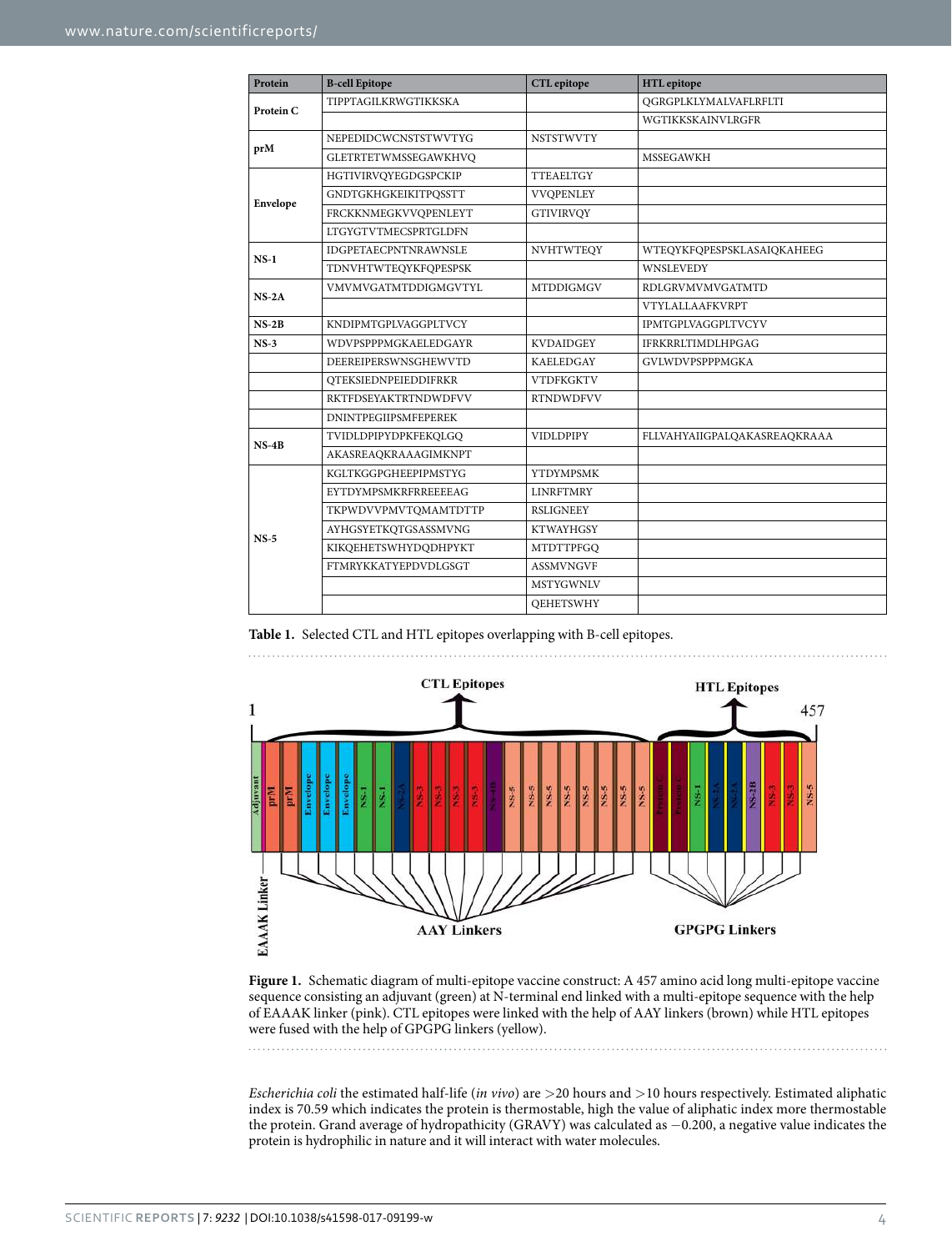| Protein | B-cell Epitope | CTL epitope | HTL epitope |
|---|---|---|---|
| Protein C | TIPPTAGILKRWGTIKKSKA | | QGRGPLKLYMALVAFLRFLTI |
| | | | WGTIKKSKAINVLRGFR |
| prM | NEPEDIDCWCNSTSTWVTYG | NSTSTWVTY | |
| | GLETRTETWMSSEGAWKHVQ | | MSSEGAWKH |
| Envelope | HGTIVIRVQYEGDGSPCKIP | TTEAELTGY | |
| | GNDTGKHGKEIKITPQSSTT | VVQPENLEY | |
| | FRCKKNMEGKVVQPENLEYT | GTIVIRVQY | |
| | LTGYGTVTMECSPRTGLDFN | | |
| NS-1 | IDGPETAECPNTNRAWNSLE | NVHTWTEQY | WTEQYKFQPESPSKLASAIQKAHEEG |
| | TDNVHTWTEQYKFQPESPSK | | WNSLEVEDY |
| NS-2A | VMVMVGATMTDDIGMGVTYL | MTDDIGMGV | RDLGRVMVMVGATMTD |
| | | | VTYLALLAAFKVRPT |
| NS-2B | KNDIPMTGPLVAGGPLTVCY | | IPMTGPLVAGGPLTVCYV |
| NS-3 | WDVPSPPPMGKAELEDGAYR | KVDAIDGEY | IFRKRRLTIMDLHPGAG |
| | DEEREIPERSWNSGHEWVTD | KAELEDGAY | GVLWDVPSPPPMGKA |
| | QTEKSIEDNPEIEDDIFRKR | VTDFKGKTV | |
| | RKTFDSEYAKTRTNDWDFVV | RTNDWDFVV | |
| | DNINTPEGIIPSMFEPEREK | | |
| NS-4B | TVIDLDPIPYDPKFEKQLGQ | VIDLDPIPY | FLLVAHYAIIGPALQAKASREAQKRAAA |
| | AKASREAQKRAAAGIMKNPT | | |
| NS-5 | KGLTKGGPGHEEPIPMSTYG | YTDYMPSMK | |
| | EYTDYMPSMKRFRREEEEAG | LINRFTMRY | |
| | TKPWDVVPMVTQMAMTDTTP | RSLIGNEEY | |
| | AYHGSYETKQTGSASSMVNG | KTWAYHGSY | |
| | KIKQEHETSWHYDQDHPYKT | MTDTTPFGQ | |
| | FTMRYKKATYEPDVDLGSGT | ASSMVNGVF | |
| | | MSTYGWNLV | |
| | | QEHETSWHY | |

**Table 1.** Selected CTL and HTL epitopes overlapping with B-cell epitopes.

**Figure 1.** Schematic diagram of multi-epitope vaccine construct: A 457 amino acid long multi-epitope vaccine sequence consisting an adjuvant (green) at N-terminal end linked with a multi-epitope sequence with the help of EAAAK linker (pink). CTL epitopes were linked with the help of AAY linkers (brown) while HTL epitopes were fused with the help of GPGPG linkers (yellow).

*Escherichia coli* the estimated half-life (*in vivo*) are >20 hours and >10 hours respectively. Estimated aliphatic index is 70.59 which indicates the protein is thermostable, high the value of aliphatic index more thermostable the protein. Grand average of hydropathicity (GRAVY) was calculated as −0.200, a negative value indicates the protein is hydrophilic in nature and it will interact with water molecules.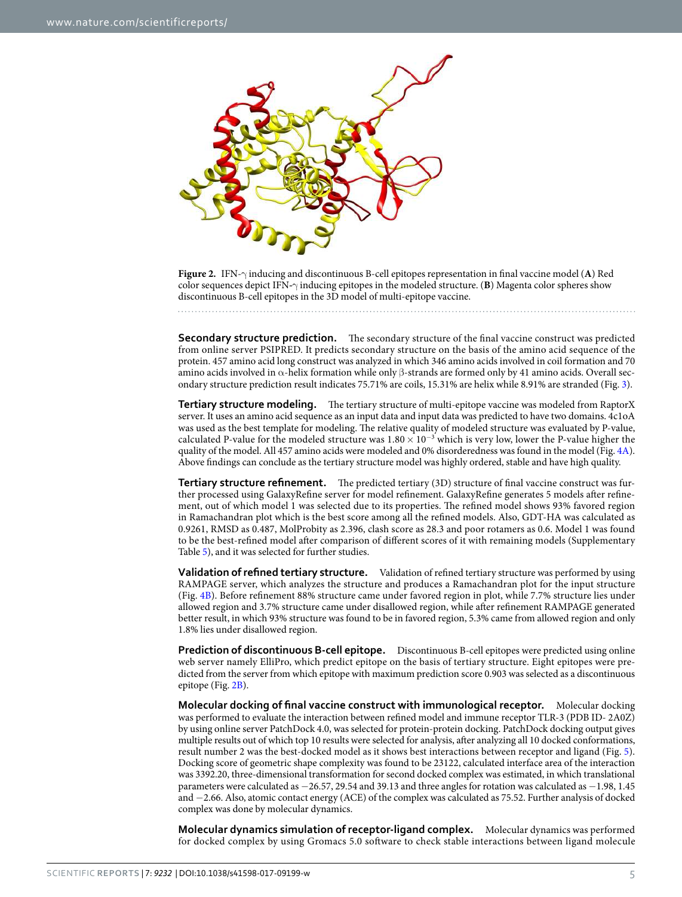**Figure 2.** IFN-γ inducing and discontinuous B-cell epitopes representation in final vaccine model (**A**) Red color sequences depict IFN-γ inducing epitopes in the modeled structure. (**B**) Magenta color spheres show discontinuous B-cell epitopes in the 3D model of multi-epitope vaccine.

**Secondary structure prediction.** The secondary structure of the final vaccine construct was predicted from online server PSIPRED. It predicts secondary structure on the basis of the amino acid sequence of the protein. 457 amino acid long construct was analyzed in which 346 amino acids involved in coil formation and 70 amino acids involved in α-helix formation while only β-strands are formed only by 41 amino acids. Overall secondary structure prediction result indicates 75.71% are coils, 15.31% are helix while 8.91% are stranded (Fig. 3).

**Tertiary structure modeling.** The tertiary structure of multi-epitope vaccine was modeled from RaptorX server. It uses an amino acid sequence as an input data and input data was predicted to have two domains. 4c1oA was used as the best template for modeling. The relative quality of modeled structure was evaluated by P-value, calculated P-value for the modeled structure was $1.80 \times 10^{-3}$ which is very low, lower the P-value higher the quality of the model. All 457 amino acids were modeled and 0% disorderedness was found in the model (Fig. 4A). Above findings can conclude as the tertiary structure model was highly ordered, stable and have high quality.

**Tertiary structure refinement.** The predicted tertiary (3D) structure of final vaccine construct was further processed using GalaxyRefine server for model refinement. GalaxyRefine generates 5 models after refinement, out of which model 1 was selected due to its properties. The refined model shows 93% favored region in Ramachandran plot which is the best score among all the refined models. Also, GDT-HA was calculated as 0.9261, RMSD as 0.487, MolProbity as 2.396, clash score as 28.3 and poor rotamers as 0.6. Model 1 was found to be the best-refined model after comparison of different scores of it with remaining models (Supplementary Table 5), and it was selected for further studies.

**Validation of refined tertiary structure.** Validation of refined tertiary structure was performed by using RAMPAGE server, which analyzes the structure and produces a Ramachandran plot for the input structure (Fig. 4B). Before refinement 88% structure came under favored region in plot, while 7.7% structure lies under allowed region and 3.7% structure came under disallowed region, while after refinement RAMPAGE generated better result, in which 93% structure was found to be in favored region, 5.3% came from allowed region and only 1.8% lies under disallowed region.

**Prediction of discontinuous B-cell epitope.** Discontinuous B-cell epitopes were predicted using online web server namely ElliPro, which predict epitope on the basis of tertiary structure. Eight epitopes were predicted from the server from which epitope with maximum prediction score 0.903 was selected as a discontinuous epitope (Fig. 2B).

**Molecular docking of final vaccine construct with immunological receptor.** Molecular docking was performed to evaluate the interaction between refined model and immune receptor TLR-3 (PDB ID- 2A0Z) by using online server PatchDock 4.0, was selected for protein-protein docking. PatchDock docking output gives multiple results out of which top 10 results were selected for analysis, after analyzing all 10 docked conformations, result number 2 was the best-docked model as it shows best interactions between receptor and ligand (Fig. 5). Docking score of geometric shape complexity was found to be 23122, calculated interface area of the interaction was 3392.20, three-dimensional transformation for second docked complex was estimated, in which translational parameters were calculated as −26.57, 29.54 and 39.13 and three angles for rotation was calculated as −1.98, 1.45 and −2.66. Also, atomic contact energy (ACE) of the complex was calculated as 75.52. Further analysis of docked complex was done by molecular dynamics.

**Molecular dynamics simulation of receptor-ligand complex.** Molecular dynamics was performed for docked complex by using Gromacs 5.0 software to check stable interactions between ligand molecule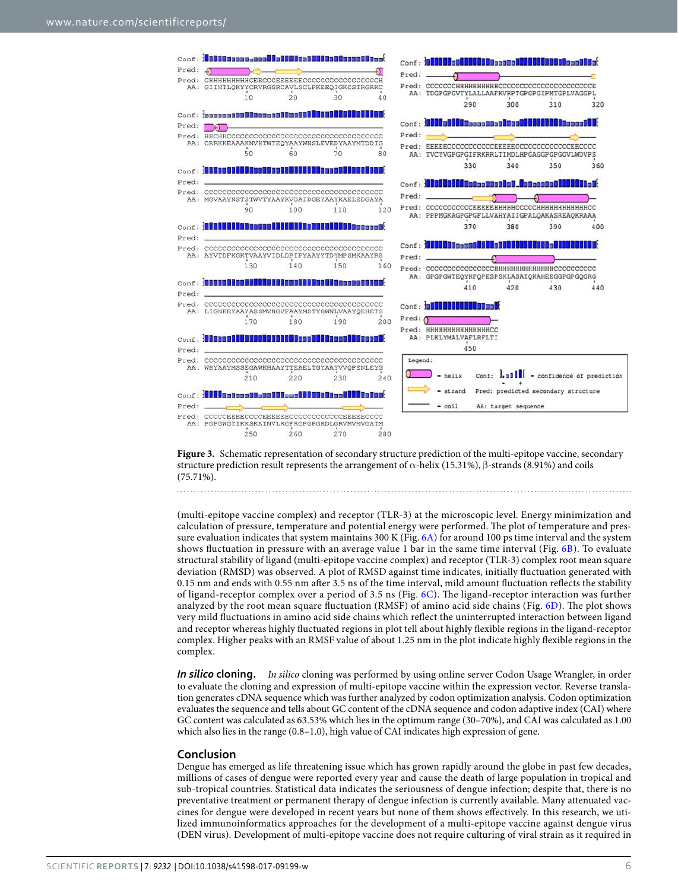Figure 3. Schematic representation of secondary structure prediction of the multi-epitope vaccine, secondary structure prediction result represents the arrangement of α-helix (15.31%), β-strands (8.91%) and coils (75.71%).

(multi-epitope vaccine complex) and receptor (TLR-3) at the microscopic level. Energy minimization and calculation of pressure, temperature and potential energy were performed. The plot of temperature and pressure evaluation indicates that system maintains 300 K (Fig. 6A) for around 100 ps time interval and the system shows fluctuation in pressure with an average value 1 bar in the same time interval (Fig. 6B). To evaluate structural stability of ligand (multi-epitope vaccine complex) and receptor (TLR-3) complex root mean square deviation (RMSD) was observed. A plot of RMSD against time indicates, initially fluctuation generated with 0.15 nm and ends with 0.55 nm after 3.5 ns of the time interval, mild amount fluctuation reflects the stability of ligand-receptor complex over a period of 3.5 ns (Fig. 6C). The ligand-receptor interaction was further analyzed by the root mean square fluctuation (RMSF) of amino acid side chains (Fig. 6D). The plot shows very mild fluctuations in amino acid side chains which reflect the uninterrupted interaction between ligand and receptor whereas highly fluctuated regions in plot tell about highly flexible regions in the ligand-receptor complex. Higher peaks with an RMSF value of about 1.25 nm in the plot indicate highly flexible regions in the complex.

***In silico* cloning.** *In silico* cloning was performed by using online server Codon Usage Wrangler, in order to evaluate the cloning and expression of multi-epitope vaccine within the expression vector. Reverse translation generates cDNA sequence which was further analyzed by codon optimization analysis. Codon optimization evaluates the sequence and tells about GC content of the cDNA sequence and codon adaptive index (CAI) where GC content was calculated as 63.53% which lies in the optimum range (30–70%), and CAI was calculated as 1.00 which also lies in the range (0.8–1.0), high value of CAI indicates high expression of gene.

## Conclusion

Dengue has emerged as life threatening issue which has grown rapidly around the globe in past few decades, millions of cases of dengue were reported every year and cause the death of large population in tropical and sub-tropical countries. Statistical data indicates the seriousness of dengue infection; despite that, there is no preventative treatment or permanent therapy of dengue infection is currently available. Many attenuated vaccines for dengue were developed in recent years but none of them shows effectively. In this research, we utilized immunoinformatics approaches for the development of a multi-epitope vaccine against dengue virus (DEN virus). Development of multi-epitope vaccine does not require culturing of viral strain as it required in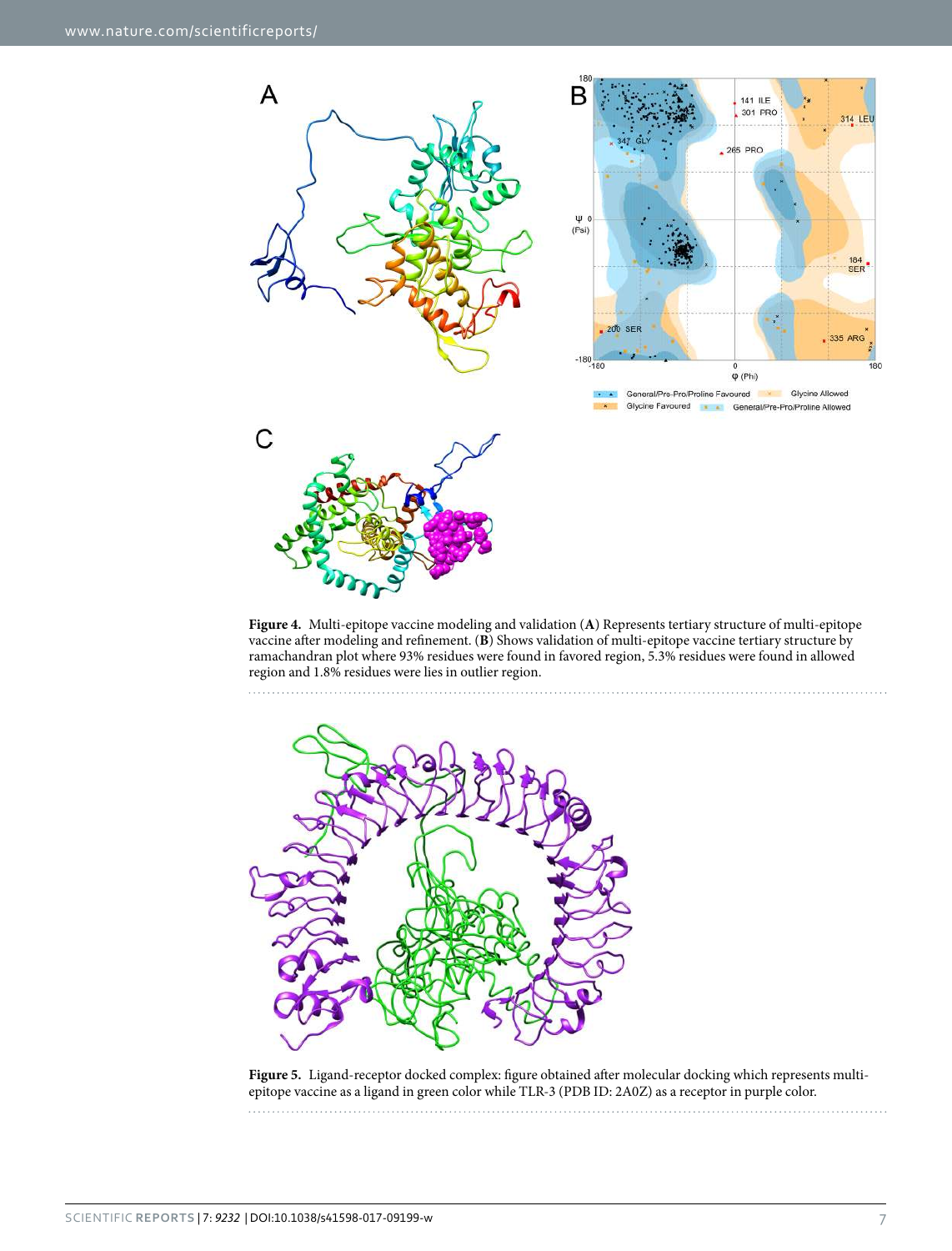**Figure 4.** Multi-epitope vaccine modeling and validation (**A**) Represents tertiary structure of multi-epitope vaccine after modeling and refinement. (**B**) Shows validation of multi-epitope vaccine tertiary structure by ramachandran plot where 93% residues were found in favored region, 5.3% residues were found in allowed region and 1.8% residues were lies in outlier region.

**Figure 5.** Ligand-receptor docked complex: figure obtained after molecular docking which represents multi-epitope vaccine as a ligand in green color while TLR-3 (PDB ID: 2A0Z) as a receptor in purple color.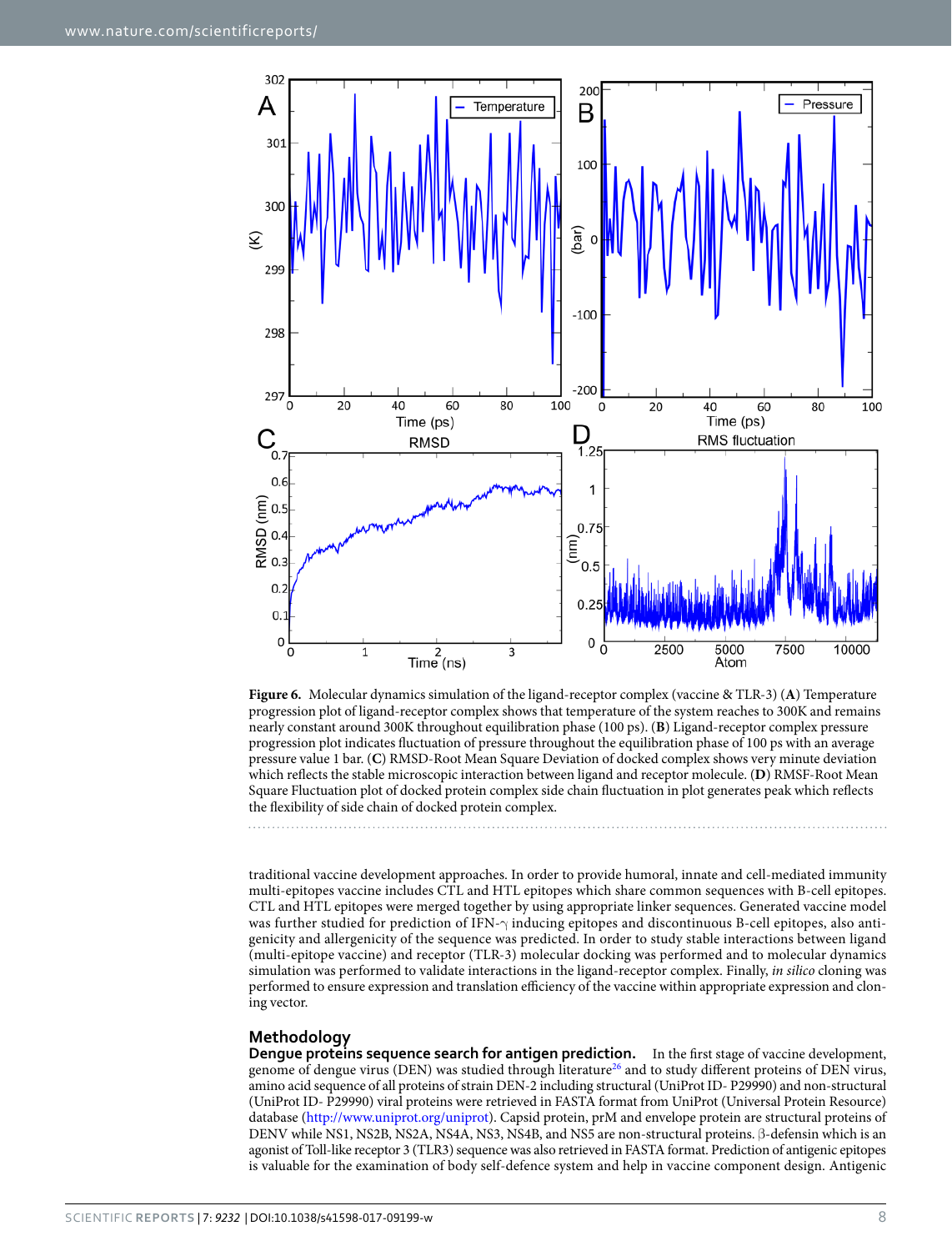**Figure 6.** Molecular dynamics simulation of the ligand-receptor complex (vaccine & TLR-3) (**A**) Temperature progression plot of ligand-receptor complex shows that temperature of the system reaches to 300K and remains nearly constant around 300K throughout equilibration phase (100 ps). (**B**) Ligand-receptor complex pressure progression plot indicates fluctuation of pressure throughout the equilibration phase of 100 ps with an average pressure value 1 bar. (**C**) RMSD-Root Mean Square Deviation of docked complex shows very minute deviation which reflects the stable microscopic interaction between ligand and receptor molecule. (**D**) RMSF-Root Mean Square Fluctuation plot of docked protein complex side chain fluctuation in plot generates peak which reflects the flexibility of side chain of docked protein complex.

traditional vaccine development approaches. In order to provide humoral, innate and cell-mediated immunity multi-epitopes vaccine includes CTL and HTL epitopes which share common sequences with B-cell epitopes. CTL and HTL epitopes were merged together by using appropriate linker sequences. Generated vaccine model was further studied for prediction of IFN-γ inducing epitopes and discontinuous B-cell epitopes, also antigenicity and allergenicity of the sequence was predicted. In order to study stable interactions between ligand (multi-epitope vaccine) and receptor (TLR-3) molecular docking was performed and to molecular dynamics simulation was performed to validate interactions in the ligand-receptor complex. Finally, *in silico* cloning was performed to ensure expression and translation efficiency of the vaccine within appropriate expression and cloning vector.

## Methodology

**Dengue proteins sequence search for antigen prediction.** In the first stage of vaccine development, genome of dengue virus (DEN) was studied through literature[26] and to study different proteins of DEN virus, amino acid sequence of all proteins of strain DEN-2 including structural (UniProt ID- P29990) and non-structural (UniProt ID- P29990) viral proteins were retrieved in FASTA format from UniProt (Universal Protein Resource) database (http://www.uniprot.org/uniprot). Capsid protein, prM and envelope protein are structural proteins of DENV while NS1, NS2B, NS2A, NS4A, NS3, NS4B, and NS5 are non-structural proteins. β-defensin which is an agonist of Toll-like receptor 3 (TLR3) sequence was also retrieved in FASTA format. Prediction of antigenic epitopes is valuable for the examination of body self-defence system and help in vaccine component design. Antigenic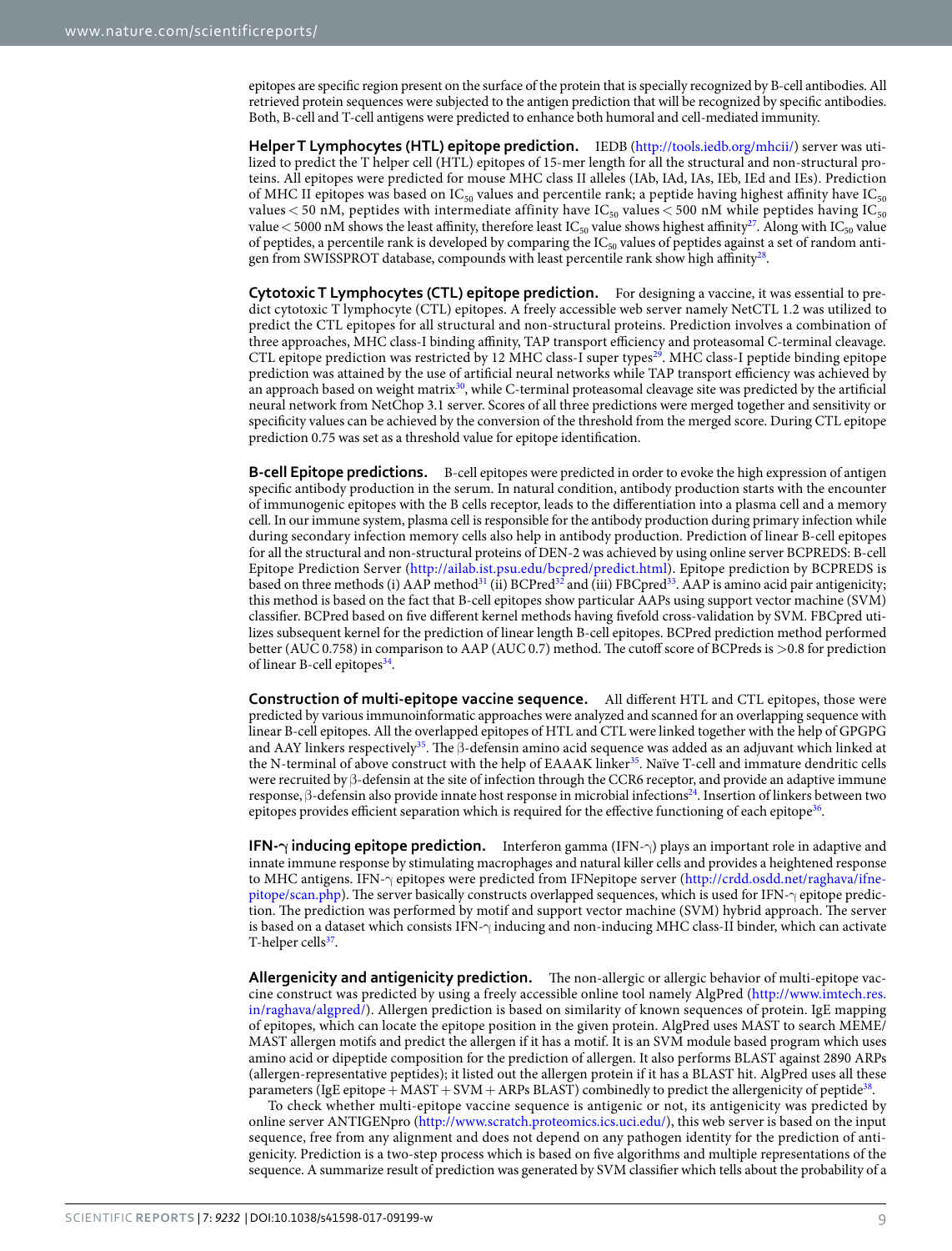epitopes are specific region present on the surface of the protein that is specially recognized by B-cell antibodies. All retrieved protein sequences were subjected to the antigen prediction that will be recognized by specific antibodies. Both, B-cell and T-cell antigens were predicted to enhance both humoral and cell-mediated immunity.

**Helper T Lymphocytes (HTL) epitope prediction.** IEDB (http://tools.iedb.org/mhcii/) server was utilized to predict the T helper cell (HTL) epitopes of 15-mer length for all the structural and non-structural proteins. All epitopes were predicted for mouse MHC class II alleles (IAb, IAd, IAs, IEb, IEd and IEs). Prediction of MHC II epitopes was based on $IC_{50}$ values and percentile rank; a peptide having highest affinity have $IC_{50}$ values < 50 nM, peptides with intermediate affinity have $IC_{50}$ values < 500 nM while peptides having $IC_{50}$ value < 5000 nM shows the least affinity, therefore least $IC_{50}$ value shows highest affinity[27]. Along with $IC_{50}$ value of peptides, a percentile rank is developed by comparing the $IC_{50}$ values of peptides against a set of random antigen from SWISSPROT database, compounds with least percentile rank show high affinity[28].

**Cytotoxic T Lymphocytes (CTL) epitope prediction.** For designing a vaccine, it was essential to predict cytotoxic T lymphocyte (CTL) epitopes. A freely accessible web server namely NetCTL 1.2 was utilized to predict the CTL epitopes for all structural and non-structural proteins. Prediction involves a combination of three approaches, MHC class-I binding affinity, TAP transport efficiency and proteasomal C-terminal cleavage. CTL epitope prediction was restricted by 12 MHC class-I super types[29]. MHC class-I peptide binding epitope prediction was attained by the use of artificial neural networks while TAP transport efficiency was achieved by an approach based on weight matrix[30], while C-terminal proteasomal cleavage site was predicted by the artificial neural network from NetChop 3.1 server. Scores of all three predictions were merged together and sensitivity or specificity values can be achieved by the conversion of the threshold from the merged score. During CTL epitope prediction 0.75 was set as a threshold value for epitope identification.

**B-cell Epitope predictions.** B-cell epitopes were predicted in order to evoke the high expression of antigen specific antibody production in the serum. In natural condition, antibody production starts with the encounter of immunogenic epitopes with the B cells receptor, leads to the differentiation into a plasma cell and a memory cell. In our immune system, plasma cell is responsible for the antibody production during primary infection while during secondary infection memory cells also help in antibody production. Prediction of linear B-cell epitopes for all the structural and non-structural proteins of DEN-2 was achieved by using online server BCPREDS: B-cell Epitope Prediction Server (http://ailab.ist.psu.edu/bcpred/predict.html). Epitope prediction by BCPREDS is based on three methods (i) AAP method[31] (ii) BCPred[32] and (iii) FBCpred[33]. AAP is amino acid pair antigenicity; this method is based on the fact that B-cell epitopes show particular AAPs using support vector machine (SVM) classifier. BCPred based on five different kernel methods having fivefold cross-validation by SVM. FBCpred utilizes subsequent kernel for the prediction of linear length B-cell epitopes. BCPred prediction method performed better (AUC 0.758) in comparison to AAP (AUC 0.7) method. The cutoff score of BCPreds is >0.8 for prediction of linear B-cell epitopes[34].

**Construction of multi-epitope vaccine sequence.** All different HTL and CTL epitopes, those were predicted by various immunoinformatic approaches were analyzed and scanned for an overlapping sequence with linear B-cell epitopes. All the overlapped epitopes of HTL and CTL were linked together with the help of GPGPG and AAY linkers respectively[35]. The β-defensin amino acid sequence was added as an adjuvant which linked at the N-terminal of above construct with the help of EAAAK linker[35]. Naïve T-cell and immature dendritic cells were recruited by β-defensin at the site of infection through the CCR6 receptor, and provide an adaptive immune response, β-defensin also provide innate host response in microbial infections[24]. Insertion of linkers between two epitopes provides efficient separation which is required for the effective functioning of each epitope[36].

**IFN-γ inducing epitope prediction.** Interferon gamma (IFN-γ) plays an important role in adaptive and innate immune response by stimulating macrophages and natural killer cells and provides a heightened response to MHC antigens. IFN-γ epitopes were predicted from IFNepitope server (http://crdd.osdd.net/raghava/ifnepitope/scan.php). The server basically constructs overlapped sequences, which is used for IFN-γ epitope prediction. The prediction was performed by motif and support vector machine (SVM) hybrid approach. The server is based on a dataset which consists IFN-γ inducing and non-inducing MHC class-II binder, which can activate T-helper cells[37].

**Allergenicity and antigenicity prediction.** The non-allergic or allergic behavior of multi-epitope vaccine construct was predicted by using a freely accessible online tool namely AlgPred (http://www.imtech.res.in/raghava/algpred/). Allergen prediction is based on similarity of known sequences of protein. IgE mapping of epitopes, which can locate the epitope position in the given protein. AlgPred uses MAST to search MEME/MAST allergen motifs and predict the allergen if it has a motif. It is an SVM module based program which uses amino acid or dipeptide composition for the prediction of allergen. It also performs BLAST against 2890 ARPs (allergen-representative peptides); it listed out the allergen protein if it has a BLAST hit. AlgPred uses all these parameters (IgE epitope + MAST + SVM + ARPs BLAST) combinedly to predict the allergenicity of peptide[38].

To check whether multi-epitope vaccine sequence is antigenic or not, its antigenicity was predicted by online server ANTIGENpro (http://www.scratch.proteomics.ics.uci.edu/), this web server is based on the input sequence, free from any alignment and does not depend on any pathogen identity for the prediction of antigenicity. Prediction is a two-step process which is based on five algorithms and multiple representations of the sequence. A summarize result of prediction was generated by SVM classifier which tells about the probability of a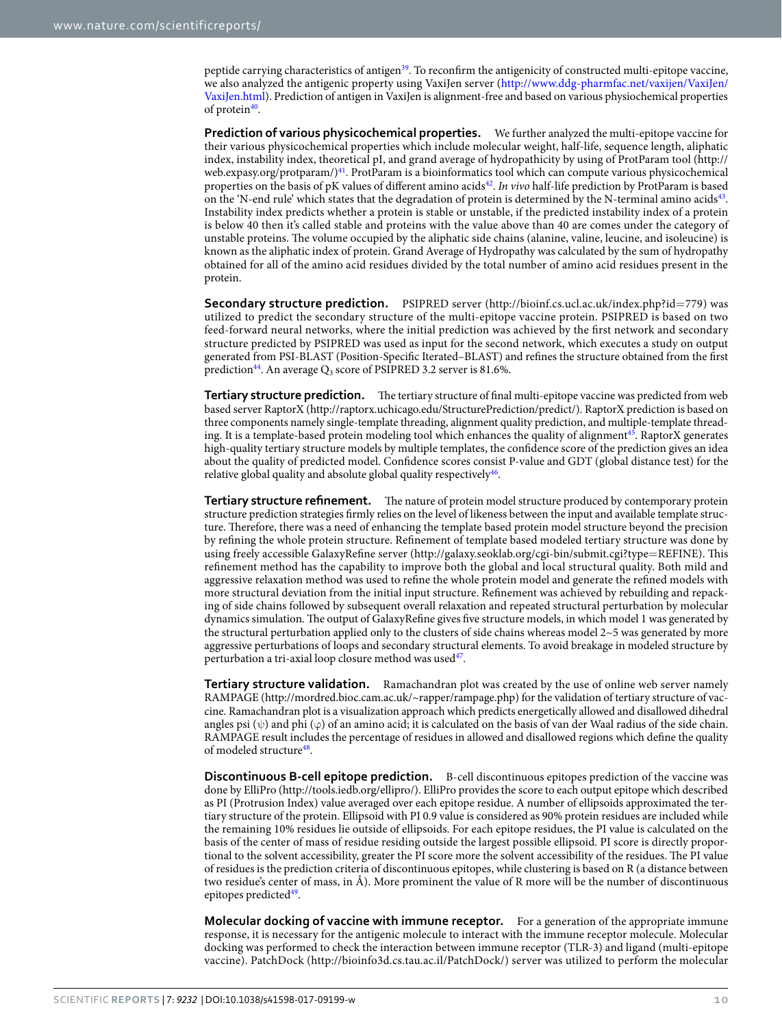peptide carrying characteristics of antigen[39]. To reconfirm the antigenicity of constructed multi-epitope vaccine, we also analyzed the antigenic property using VaxiJen server (http://www.ddg-pharmfac.net/vaxijen/VaxiJen/VaxiJen.html). Prediction of antigen in VaxiJen is alignment-free and based on various physiochemical properties of protein[40].

**Prediction of various physicochemical properties.** We further analyzed the multi-epitope vaccine for their various physicochemical properties which include molecular weight, half-life, sequence length, aliphatic index, instability index, theoretical pI, and grand average of hydropathicity by using of ProtParam tool (http://web.expasy.org/protparam/)[41]. ProtParam is a bioinformatics tool which can compute various physicochemical properties on the basis of pK values of different amino acids[42]. *In vivo* half-life prediction by ProtParam is based on the 'N-end rule' which states that the degradation of protein is determined by the N-terminal amino acids[43]. Instability index predicts whether a protein is stable or unstable, if the predicted instability index of a protein is below 40 then it's called stable and proteins with the value above than 40 are comes under the category of unstable proteins. The volume occupied by the aliphatic side chains (alanine, valine, leucine, and isoleucine) is known as the aliphatic index of protein. Grand Average of Hydropathy was calculated by the sum of hydropathy obtained for all of the amino acid residues divided by the total number of amino acid residues present in the protein.

**Secondary structure prediction.** PSIPRED server (http://bioinf.cs.ucl.ac.uk/index.php?id=779) was utilized to predict the secondary structure of the multi-epitope vaccine protein. PSIPRED is based on two feed-forward neural networks, where the initial prediction was achieved by the first network and secondary structure predicted by PSIPRED was used as input for the second network, which executes a study on output generated from PSI-BLAST (Position-Specific Iterated–BLAST) and refines the structure obtained from the first prediction[44]. An average $Q_3$ score of PSIPRED 3.2 server is 81.6%.

**Tertiary structure prediction.** The tertiary structure of final multi-epitope vaccine was predicted from web based server RaptorX (http://raptorx.uchicago.edu/StructurePrediction/predict/). RaptorX prediction is based on three components namely single-template threading, alignment quality prediction, and multiple-template threading. It is a template-based protein modeling tool which enhances the quality of alignment[45]. RaptorX generates high-quality tertiary structure models by multiple templates, the confidence score of the prediction gives an idea about the quality of predicted model. Confidence scores consist P-value and GDT (global distance test) for the relative global quality and absolute global quality respectively[46].

**Tertiary structure refinement.** The nature of protein model structure produced by contemporary protein structure prediction strategies firmly relies on the level of likeness between the input and available template structure. Therefore, there was a need of enhancing the template based protein model structure beyond the precision by refining the whole protein structure. Refinement of template based modeled tertiary structure was done by using freely accessible GalaxyRefine server (http://galaxy.seoklab.org/cgi-bin/submit.cgi?type=REFINE). This refinement method has the capability to improve both the global and local structural quality. Both mild and aggressive relaxation method was used to refine the whole protein model and generate the refined models with more structural deviation from the initial input structure. Refinement was achieved by rebuilding and repacking of side chains followed by subsequent overall relaxation and repeated structural perturbation by molecular dynamics simulation. The output of GalaxyRefine gives five structure models, in which model 1 was generated by the structural perturbation applied only to the clusters of side chains whereas model 2~5 was generated by more aggressive perturbations of loops and secondary structural elements. To avoid breakage in modeled structure by perturbation a tri-axial loop closure method was used[47].

**Tertiary structure validation.** Ramachandran plot was created by the use of online web server namely RAMPAGE (http://mordred.bioc.cam.ac.uk/~rapper/rampage.php) for the validation of tertiary structure of vaccine. Ramachandran plot is a visualization approach which predicts energetically allowed and disallowed dihedral angles psi ($\psi$) and phi ($\varphi$) of an amino acid; it is calculated on the basis of van der Waal radius of the side chain. RAMPAGE result includes the percentage of residues in allowed and disallowed regions which define the quality of modeled structure[48].

**Discontinuous B-cell epitope prediction.** B-cell discontinuous epitopes prediction of the vaccine was done by ElliPro (http://tools.iedb.org/ellipro/). ElliPro provides the score to each output epitope which described as PI (Protrusion Index) value averaged over each epitope residue. A number of ellipsoids approximated the tertiary structure of the protein. Ellipsoid with PI 0.9 value is considered as 90% protein residues are included while the remaining 10% residues lie outside of ellipsoids. For each epitope residues, the PI value is calculated on the basis of the center of mass of residue residing outside the largest possible ellipsoid. PI score is directly proportional to the solvent accessibility, greater the PI score more the solvent accessibility of the residues. The PI value of residues is the prediction criteria of discontinuous epitopes, while clustering is based on R (a distance between two residue's center of mass, in Å). More prominent the value of R more will be the number of discontinuous epitopes predicted[49].

**Molecular docking of vaccine with immune receptor.** For a generation of the appropriate immune response, it is necessary for the antigenic molecule to interact with the immune receptor molecule. Molecular docking was performed to check the interaction between immune receptor (TLR-3) and ligand (multi-epitope vaccine). PatchDock (http://bioinfo3d.cs.tau.ac.il/PatchDock/) server was utilized to perform the molecular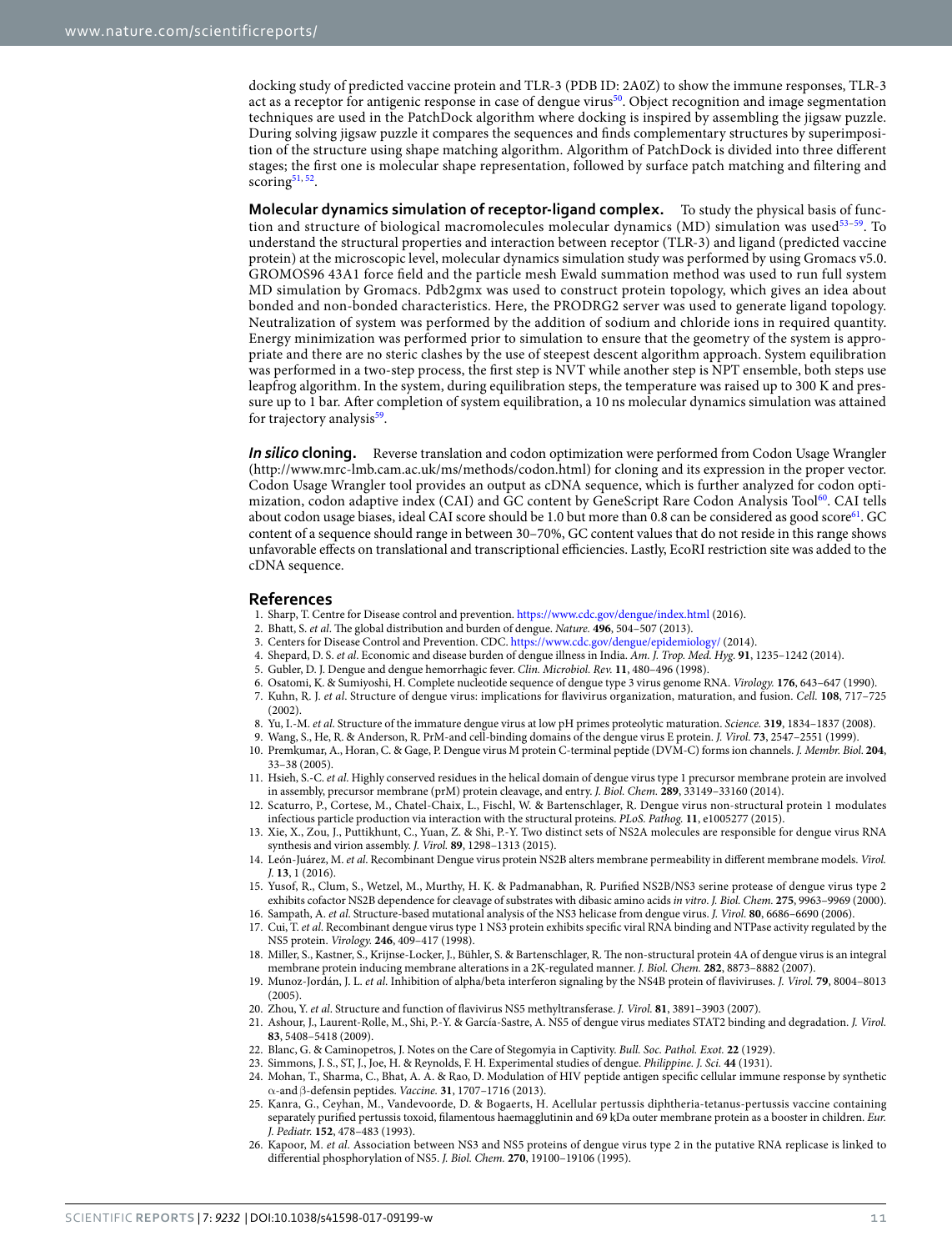docking study of predicted vaccine protein and TLR-3 (PDB ID: 2A0Z) to show the immune responses, TLR-3 act as a receptor for antigenic response in case of dengue virus[50]. Object recognition and image segmentation techniques are used in the PatchDock algorithm where docking is inspired by assembling the jigsaw puzzle. During solving jigsaw puzzle it compares the sequences and finds complementary structures by superimposition of the structure using shape matching algorithm. Algorithm of PatchDock is divided into three different stages; the first one is molecular shape representation, followed by surface patch matching and filtering and scoring[51,52].

**Molecular dynamics simulation of receptor-ligand complex.** To study the physical basis of function and structure of biological macromolecules molecular dynamics (MD) simulation was used[53–59]. To understand the structural properties and interaction between receptor (TLR-3) and ligand (predicted vaccine protein) at the microscopic level, molecular dynamics simulation study was performed by using Gromacs v5.0. GROMOS96 43A1 force field and the particle mesh Ewald summation method was used to run full system MD simulation by Gromacs. Pdb2gmx was used to construct protein topology, which gives an idea about bonded and non-bonded characteristics. Here, the PRODRG2 server was used to generate ligand topology. Neutralization of system was performed by the addition of sodium and chloride ions in required quantity. Energy minimization was performed prior to simulation to ensure that the geometry of the system is appropriate and there are no steric clashes by the use of steepest descent algorithm approach. System equilibration was performed in a two-step process, the first step is NVT while another step is NPT ensemble, both steps use leapfrog algorithm. In the system, during equilibration steps, the temperature was raised up to 300 K and pressure up to 1 bar. After completion of system equilibration, a 10 ns molecular dynamics simulation was attained for trajectory analysis[59].

***In silico* cloning.** Reverse translation and codon optimization were performed from Codon Usage Wrangler (http://www.mrc-lmb.cam.ac.uk/ms/methods/codon.html) for cloning and its expression in the proper vector. Codon Usage Wrangler tool provides an output as cDNA sequence, which is further analyzed for codon optimization, codon adaptive index (CAI) and GC content by GeneScript Rare Codon Analysis Tool[60]. CAI tells about codon usage biases, ideal CAI score should be 1.0 but more than 0.8 can be considered as good score[61]. GC content of a sequence should range in between 30–70%, GC content values that do not reside in this range shows unfavorable effects on translational and transcriptional efficiencies. Lastly, EcoRI restriction site was added to the cDNA sequence.

## References

1. Sharp, T. Centre for Disease control and prevention. https://www.cdc.gov/dengue/index.html (2016).
2. Bhatt, S. *et al*. The global distribution and burden of dengue. *Nature.* **496**, 504–507 (2013).
3. Centers for Disease Control and Prevention. CDC. https://www.cdc.gov/dengue/epidemiology/ (2014).
4. Shepard, D. S. *et al*. Economic and disease burden of dengue illness in India. *Am. J. Trop. Med. Hyg.* **91**, 1235–1242 (2014).
5. Gubler, D. J. Dengue and dengue hemorrhagic fever. *Clin. Microbiol. Rev.* **11**, 480–496 (1998).
6. Osatomi, K. & Sumiyoshi, H. Complete nucleotide sequence of dengue type 3 virus genome RNA. *Virology.* **176**, 643–647 (1990).
7. Kuhn, R. J. *et al*. Structure of dengue virus: implications for flavivirus organization, maturation, and fusion. *Cell.* **108**, 717–725 (2002).
8. Yu, I.-M. *et al*. Structure of the immature dengue virus at low pH primes proteolytic maturation. *Science.* **319**, 1834–1837 (2008).
9. Wang, S., He, R. & Anderson, R. PrM-and cell-binding domains of the dengue virus E protein. *J. Virol.* **73**, 2547–2551 (1999).
10. Premkumar, A., Horan, C. & Gage, P. Dengue virus M protein C-terminal peptide (DVM-C) forms ion channels. *J. Membr. Biol.* **204**, 33–38 (2005).
11. Hsieh, S.-C. *et al*. Highly conserved residues in the helical domain of dengue virus type 1 precursor membrane protein are involved in assembly, precursor membrane (prM) protein cleavage, and entry. *J. Biol. Chem.* **289**, 33149–33160 (2014).
12. Scaturro, P., Cortese, M., Chatel-Chaix, L., Fischl, W. & Bartenschlager, R. Dengue virus non-structural protein 1 modulates infectious particle production via interaction with the structural proteins. *PLoS. Pathog.* **11**, e1005277 (2015).
13. Xie, X., Zou, J., Puttikhunt, C., Yuan, Z. & Shi, P.-Y. Two distinct sets of NS2A molecules are responsible for dengue virus RNA synthesis and virion assembly. *J. Virol.* **89**, 1298–1313 (2015).
14. León-Juárez, M. *et al*. Recombinant Dengue virus protein NS2B alters membrane permeability in different membrane models. *Virol. J.* **13**, 1 (2016).
15. Yusof, R., Clum, S., Wetzel, M., Murthy, H. K. & Padmanabhan, R. Purified NS2B/NS3 serine protease of dengue virus type 2 exhibits cofactor NS2B dependence for cleavage of substrates with dibasic amino acids *in vitro*. *J. Biol. Chem.* **275**, 9963–9969 (2000).
16. Sampath, A. *et al*. Structure-based mutational analysis of the NS3 helicase from dengue virus. *J. Virol.* **80**, 6686–6690 (2006).
17. Cui, T. *et al*. Recombinant dengue virus type 1 NS3 protein exhibits specific viral RNA binding and NTPase activity regulated by the NS5 protein. *Virology.* **246**, 409–417 (1998).
18. Miller, S., Kastner, S., Krijnse-Locker, J., Bühler, S. & Bartenschlager, R. The non-structural protein 4A of dengue virus is an integral membrane protein inducing membrane alterations in a 2K-regulated manner. *J. Biol. Chem.* **282**, 8873–8882 (2007).
19. Munoz-Jordán, J. L. *et al*. Inhibition of alpha/beta interferon signaling by the NS4B protein of flaviviruses. *J. Virol.* **79**, 8004–8013 (2005).
20. Zhou, Y. *et al*. Structure and function of flavivirus NS5 methyltransferase. *J. Virol.* **81**, 3891–3903 (2007).
21. Ashour, J., Laurent-Rolle, M., Shi, P.-Y. & García-Sastre, A. NS5 of dengue virus mediates STAT2 binding and degradation. *J. Virol.* **83**, 5408–5418 (2009).
22. Blanc, G. & Caminopetros, J. Notes on the Care of Stegomyia in Captivity. *Bull. Soc. Pathol. Exot.* **22** (1929).
23. Simmons, J. S., ST, J., Joe, H. & Reynolds, F. H. Experimental studies of dengue. *Philippine. J. Sci.* **44** (1931).
24. Mohan, T., Sharma, C., Bhat, A. A. & Rao, D. Modulation of HIV peptide antigen specific cellular immune response by synthetic α-and β-defensin peptides. *Vaccine.* **31**, 1707–1716 (2013).
25. Kanra, G., Ceyhan, M., Vandevoorde, D. & Bogaerts, H. Acellular pertussis diphtheria-tetanus-pertussis vaccine containing separately purified pertussis toxoid, filamentous haemagglutinin and 69 kDa outer membrane protein as a booster in children. *Eur. J. Pediatr.* **152**, 478–483 (1993).
26. Kapoor, M. *et al*. Association between NS3 and NS5 proteins of dengue virus type 2 in the putative RNA replicase is linked to differential phosphorylation of NS5. *J. Biol. Chem.* **270**, 19100–19106 (1995).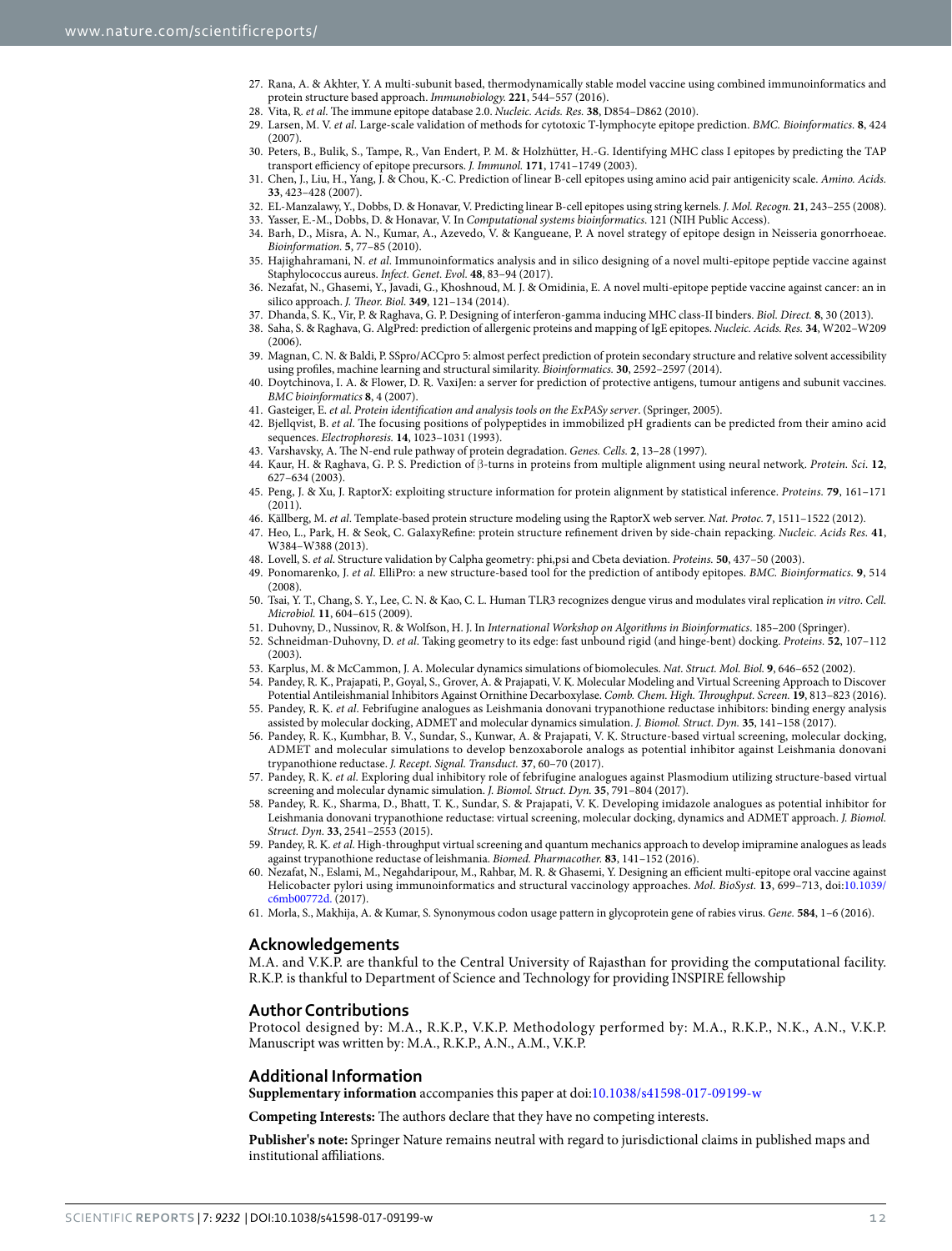27. Rana, A. & Akhter, Y. A multi-subunit based, thermodynamically stable model vaccine using combined immunoinformatics and protein structure based approach. *Immunobiology.* **221**, 544–557 (2016).
28. Vita, R. *et al*. The immune epitope database 2.0. *Nucleic. Acids. Res.* **38**, D854–D862 (2010).
29. Larsen, M. V. *et al*. Large-scale validation of methods for cytotoxic T-lymphocyte epitope prediction. *BMC. Bioinformatics.* **8**, 424 (2007).
30. Peters, B., Bulik, S., Tampe, R., Van Endert, P. M. & Holzhütter, H.-G. Identifying MHC class I epitopes by predicting the TAP transport efficiency of epitope precursors. *J. Immunol.* **171**, 1741–1749 (2003).
31. Chen, J., Liu, H., Yang, J. & Chou, K.-C. Prediction of linear B-cell epitopes using amino acid pair antigenicity scale. *Amino. Acids.* **33**, 423–428 (2007).
32. EL-Manzalawy, Y., Dobbs, D. & Honavar, V. Predicting linear B-cell epitopes using string kernels. *J. Mol. Recogn.* **21**, 243–255 (2008).
33. Yasser, E.-M., Dobbs, D. & Honavar, V. In *Computational systems bioinformatics*. 121 (NIH Public Access).
34. Barh, D., Misra, A. N., Kumar, A., Azevedo, V. & Kangueane, P. A novel strategy of epitope design in Neisseria gonorrhoeae. *Bioinformation.* **5**, 77–85 (2010).
35. Hajighahramani, N. *et al*. Immunoinformatics analysis and in silico designing of a novel multi-epitope peptide vaccine against Staphylococcus aureus. *Infect. Genet. Evol.* **48**, 83–94 (2017).
36. Nezafat, N., Ghasemi, Y., Javadi, G., Khoshnoud, M. J. & Omidinia, E. A novel multi-epitope peptide vaccine against cancer: an in silico approach. *J. Theor. Biol.* **349**, 121–134 (2014).
37. Dhanda, S. K., Vir, P. & Raghava, G. P. Designing of interferon-gamma inducing MHC class-II binders. *Biol. Direct.* **8**, 30 (2013).
38. Saha, S. & Raghava, G. AlgPred: prediction of allergenic proteins and mapping of IgE epitopes. *Nucleic. Acids. Res.* **34**, W202–W209 (2006).
39. Magnan, C. N. & Baldi, P. SSpro/ACCpro 5: almost perfect prediction of protein secondary structure and relative solvent accessibility using profiles, machine learning and structural similarity. *Bioinformatics.* **30**, 2592–2597 (2014).
40. Doytchinova, I. A. & Flower, D. R. VaxiJen: a server for prediction of protective antigens, tumour antigens and subunit vaccines. *BMC bioinformatics* **8**, 4 (2007).
41. Gasteiger, E. *et al*. *Protein identification and analysis tools on the ExPASy server*. (Springer, 2005).
42. Bjellqvist, B. *et al*. The focusing positions of polypeptides in immobilized pH gradients can be predicted from their amino acid sequences. *Electrophoresis.* **14**, 1023–1031 (1993).
43. Varshavsky, A. The N-end rule pathway of protein degradation. *Genes. Cells.* **2**, 13–28 (1997).
44. Kaur, H. & Raghava, G. P. S. Prediction of β-turns in proteins from multiple alignment using neural network. *Protein. Sci.* **12**, 627–634 (2003).
45. Peng, J. & Xu, J. RaptorX: exploiting structure information for protein alignment by statistical inference. *Proteins.* **79**, 161–171 (2011).
46. Källberg, M. *et al*. Template-based protein structure modeling using the RaptorX web server. *Nat. Protoc.* **7**, 1511–1522 (2012).
47. Heo, L., Park, H. & Seok, C. GalaxyRefine: protein structure refinement driven by side-chain repacking. *Nucleic. Acids Res.* **41**, W384–W388 (2013).
48. Lovell, S. *et al*. Structure validation by Calpha geometry: phi,psi and Cbeta deviation. *Proteins.* **50**, 437–50 (2003).
49. Ponomarenko, J. *et al*. ElliPro: a new structure-based tool for the prediction of antibody epitopes. *BMC. Bioinformatics.* **9**, 514 (2008).
50. Tsai, Y. T., Chang, S. Y., Lee, C. N. & Kao, C. L. Human TLR3 recognizes dengue virus and modulates viral replication *in vitro*. *Cell. Microbiol.* **11**, 604–615 (2009).
51. Duhovny, D., Nussinov, R. & Wolfson, H. J. In *International Workshop on Algorithms in Bioinformatics*. 185–200 (Springer).
52. Schneidman-Duhovny, D. *et al*. Taking geometry to its edge: fast unbound rigid (and hinge-bent) docking. *Proteins.* **52**, 107–112 (2003).
53. Karplus, M. & McCammon, J. A. Molecular dynamics simulations of biomolecules. *Nat. Struct. Mol. Biol.* **9**, 646–652 (2002).
54. Pandey, R. K., Prajapati, P., Goyal, S., Grover, A. & Prajapati, V. K. Molecular Modeling and Virtual Screening Approach to Discover Potential Antileishmanial Inhibitors Against Ornithine Decarboxylase. *Comb. Chem. High. Throughput. Screen.* **19**, 813–823 (2016).
55. Pandey, R. K. *et al*. Febrifugine analogues as Leishmania donovani trypanothione reductase inhibitors: binding energy analysis assisted by molecular docking, ADMET and molecular dynamics simulation. *J. Biomol. Struct. Dyn.* **35**, 141–158 (2017).
56. Pandey, R. K., Kumbhar, B. V., Sundar, S., Kunwar, A. & Prajapati, V. K. Structure-based virtual screening, molecular docking, ADMET and molecular simulations to develop benzoxaborole analogs as potential inhibitor against Leishmania donovani trypanothione reductase. *J. Recept. Signal. Transduct.* **37**, 60–70 (2017).
57. Pandey, R. K. *et al*. Exploring dual inhibitory role of febrifugine analogues against Plasmodium utilizing structure-based virtual screening and molecular dynamic simulation. *J. Biomol. Struct. Dyn.* **35**, 791–804 (2017).
58. Pandey, R. K., Sharma, D., Bhatt, T. K., Sundar, S. & Prajapati, V. K. Developing imidazole analogues as potential inhibitor for Leishmania donovani trypanothione reductase: virtual screening, molecular docking, dynamics and ADMET approach. *J. Biomol. Struct. Dyn.* **33**, 2541–2553 (2015).
59. Pandey, R. K. *et al*. High-throughput virtual screening and quantum mechanics approach to develop imipramine analogues as leads against trypanothione reductase of leishmania. *Biomed. Pharmacother.* **83**, 141–152 (2016).
60. Nezafat, N., Eslami, M., Negahdaripour, M., Rahbar, M. R. & Ghasemi, Y. Designing an efficient multi-epitope oral vaccine against Helicobacter pylori using immunoinformatics and structural vaccinology approaches. *Mol. BioSyst.* **13**, 699–713, doi:10.1039/c6mb00772d. (2017).
61. Morla, S., Makhija, A. & Kumar, S. Synonymous codon usage pattern in glycoprotein gene of rabies virus. *Gene.* **584**, 1–6 (2016).

## Acknowledgements

M.A. and V.K.P. are thankful to the Central University of Rajasthan for providing the computational facility. R.K.P. is thankful to Department of Science and Technology for providing INSPIRE fellowship

## Author Contributions

Protocol designed by: M.A., R.K.P., V.K.P. Methodology performed by: M.A., R.K.P., N.K., A.N., V.K.P. Manuscript was written by: M.A., R.K.P., A.N., A.M., V.K.P.

## Additional Information

**Supplementary information** accompanies this paper at doi:10.1038/s41598-017-09199-w

**Competing Interests:** The authors declare that they have no competing interests.

**Publisher's note:** Springer Nature remains neutral with regard to jurisdictional claims in published maps and institutional affiliations.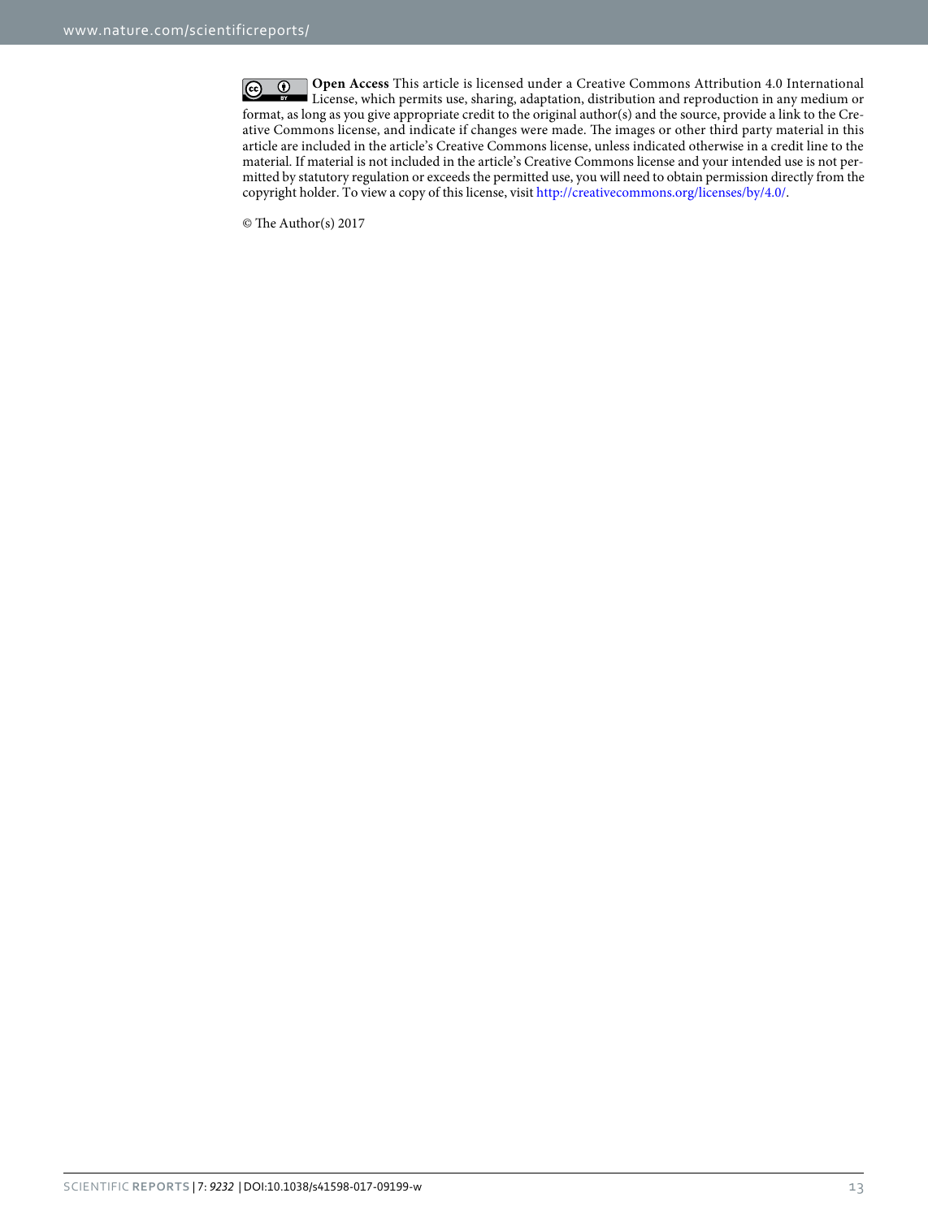**Open Access** This article is licensed under a Creative Commons Attribution 4.0 International License, which permits use, sharing, adaptation, distribution and reproduction in any medium or format, as long as you give appropriate credit to the original author(s) and the source, provide a link to the Creative Commons license, and indicate if changes were made. The images or other third party material in this article are included in the article's Creative Commons license, unless indicated otherwise in a credit line to the material. If material is not included in the article's Creative Commons license and your intended use is not permitted by statutory regulation or exceeds the permitted use, you will need to obtain permission directly from the copyright holder. To view a copy of this license, visit http://creativecommons.org/licenses/by/4.0/.

© The Author(s) 2017